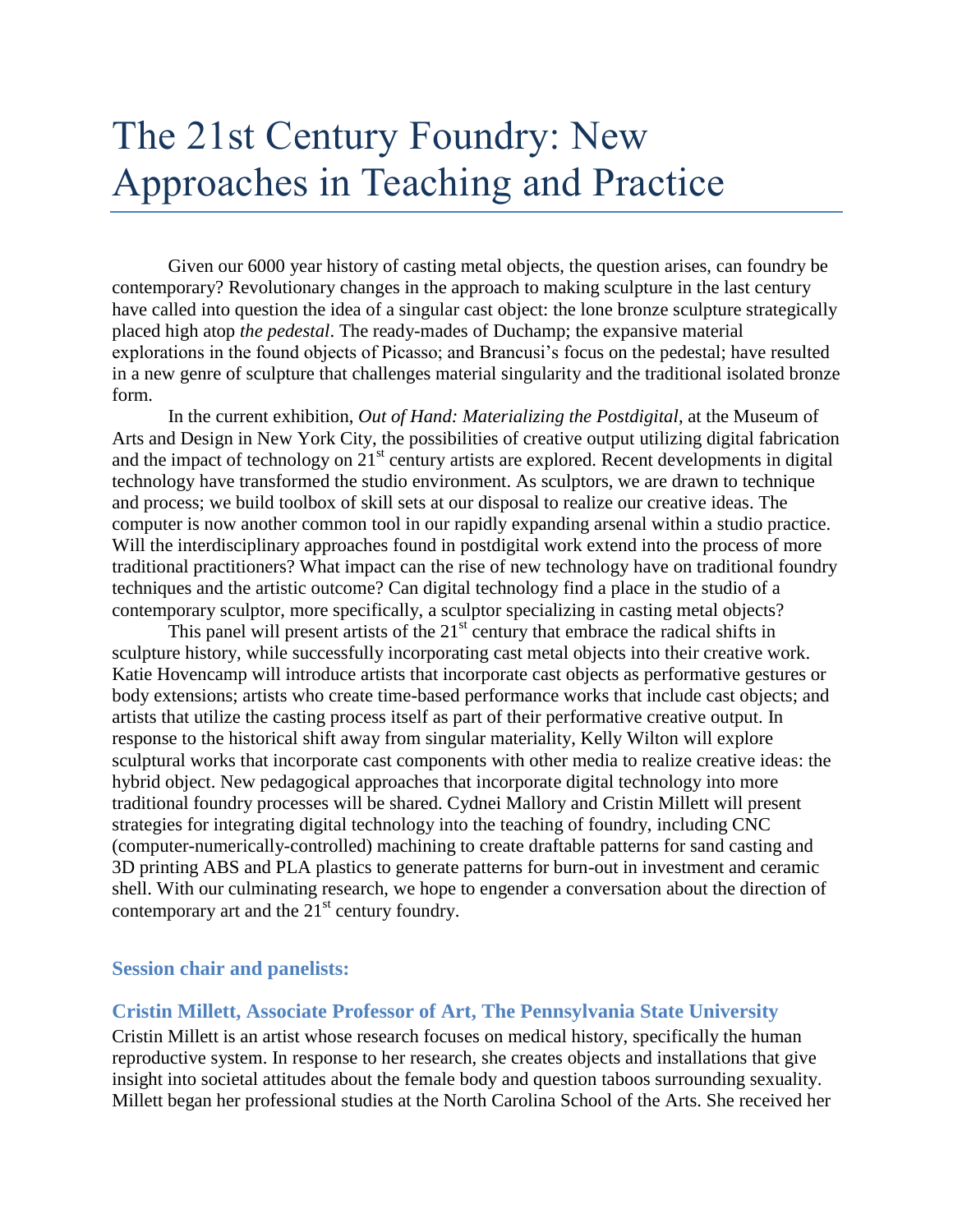# The 21st Century Foundry: New Approaches in Teaching and Practice

Given our 6000 year history of casting metal objects, the question arises, can foundry be contemporary? Revolutionary changes in the approach to making sculpture in the last century have called into question the idea of a singular cast object: the lone bronze sculpture strategically placed high atop *the pedestal*. The ready-mades of Duchamp; the expansive material explorations in the found objects of Picasso; and Brancusi's focus on the pedestal; have resulted in a new genre of sculpture that challenges material singularity and the traditional isolated bronze form.

In the current exhibition, *Out of Hand: Materializing the Postdigital*, at the Museum of Arts and Design in New York City, the possibilities of creative output utilizing digital fabrication and the impact of technology on 21st century artists are explored. Recent developments in digital technology have transformed the studio environment. As sculptors, we are drawn to technique and process; we build toolbox of skill sets at our disposal to realize our creative ideas. The computer is now another common tool in our rapidly expanding arsenal within a studio practice. Will the interdisciplinary approaches found in postdigital work extend into the process of more traditional practitioners? What impact can the rise of new technology have on traditional foundry techniques and the artistic outcome? Can digital technology find a place in the studio of a contemporary sculptor, more specifically, a sculptor specializing in casting metal objects?

This panel will present artists of the 21st century that embrace the radical shifts in sculpture history, while successfully incorporating cast metal objects into their creative work. Katie Hovencamp will introduce artists that incorporate cast objects as performative gestures or body extensions; artists who create time-based performance works that include cast objects; and artists that utilize the casting process itself as part of their performative creative output. In response to the historical shift away from singular materiality, Kelly Wilton will explore sculptural works that incorporate cast components with other media to realize creative ideas: the hybrid object. New pedagogical approaches that incorporate digital technology into more traditional foundry processes will be shared. Cydnei Mallory and Cristin Millett will present strategies for integrating digital technology into the teaching of foundry, including CNC (computer-numerically-controlled) machining to create draftable patterns for sand casting and 3D printing ABS and PLA plastics to generate patterns for burn-out in investment and ceramic shell. With our culminating research, we hope to engender a conversation about the direction of contemporary art and the 21st century foundry.

### Session chair and panelists:

### Cristin Millett, Associate Professor of Art, The Pennsylvania State University

Cristin Millett is an artist whose research focuses on medical history, specifically the human reproductive system. In response to her research, she creates objects and installations that give insight into societal attitudes about the female body and question taboos surrounding sexuality. Millett began her professional studies at the North Carolina School of the Arts. She received her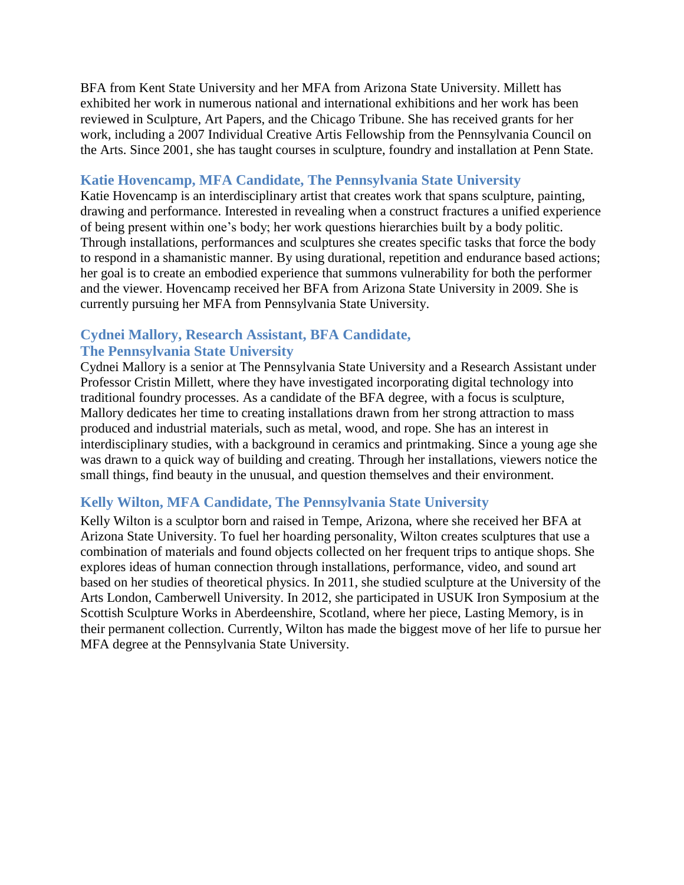BFA from Kent State University and her MFA from Arizona State University. Millett has exhibited her work in numerous national and international exhibitions and her work has been reviewed in Sculpture, Art Papers, and the Chicago Tribune. She has received grants for her work, including a 2007 Individual Creative Artis Fellowship from the Pennsylvania Council on the Arts. Since 2001, she has taught courses in sculpture, foundry and installation at Penn State.

### Katie Hovencamp, MFA Candidate, The Pennsylvania State University

Katie Hovencamp is an interdisciplinary artist that creates work that spans sculpture, painting, drawing and performance. Interested in revealing when a construct fractures a unified experience of being present within one's body; her work questions hierarchies built by a body politic. Through installations, performances and sculptures she creates specific tasks that force the body to respond in a shamanistic manner. By using durational, repetition and endurance based actions; her goal is to create an embodied experience that summons vulnerability for both the performer and the viewer. Hovencamp received her BFA from Arizona State University in 2009. She is currently pursuing her MFA from Pennsylvania State University.

### Cydnei Mallory, Research Assistant, BFA Candidate, The Pennsylvania State University

Cydnei Mallory is a senior at The Pennsylvania State University and a Research Assistant under Professor Cristin Millett, where they have investigated incorporating digital technology into traditional foundry processes. As a candidate of the BFA degree, with a focus is sculpture, Mallory dedicates her time to creating installations drawn from her strong attraction to mass produced and industrial materials, such as metal, wood, and rope. She has an interest in interdisciplinary studies, with a background in ceramics and printmaking. Since a young age she was drawn to a quick way of building and creating. Through her installations, viewers notice the small things, find beauty in the unusual, and question themselves and their environment.

### Kelly Wilton, MFA Candidate, The Pennsylvania State University

Kelly Wilton is a sculptor born and raised in Tempe, Arizona, where she received her BFA at Arizona State University. To fuel her hoarding personality, Wilton creates sculptures that use a combination of materials and found objects collected on her frequent trips to antique shops. She explores ideas of human connection through installations, performance, video, and sound art based on her studies of theoretical physics. In 2011, she studied sculpture at the University of the Arts London, Camberwell University. In 2012, she participated in USUK Iron Symposium at the Scottish Sculpture Works in Aberdeenshire, Scotland, where her piece, Lasting Memory, is in their permanent collection. Currently, Wilton has made the biggest move of her life to pursue her MFA degree at the Pennsylvania State University.